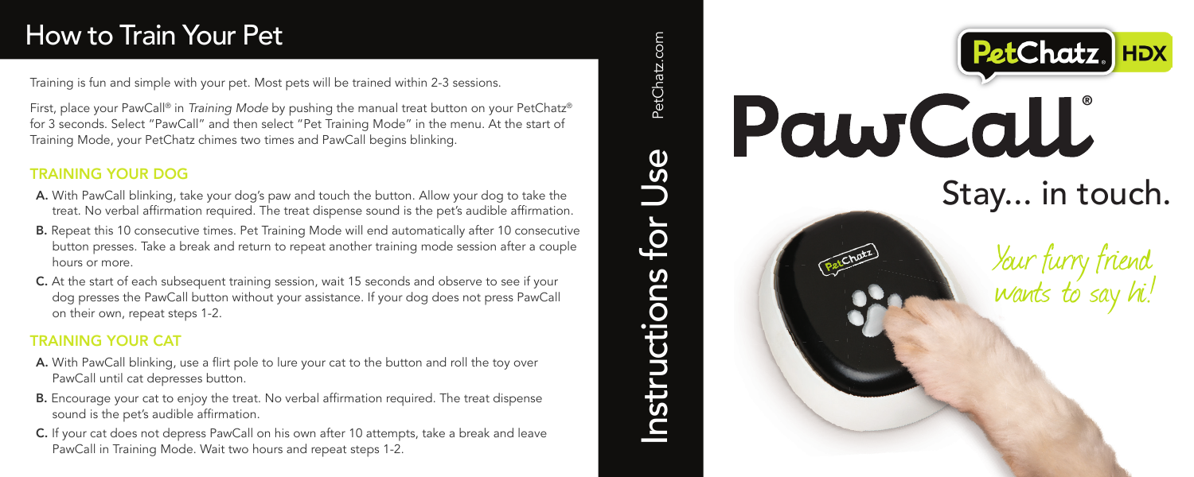## How to Train Your Pet

Training is fun and simple with your pet. Most pets will be trained within 2-3 sessions.

First, place your PawCall® in *Training Mode* by pushing the manual treat button on your PetChatz® for 3 seconds. Select "PawCall" and then select "Pet Training Mode" in the menu. At the start of Training Mode, your PetChatz chimes two times and PawCall begins blinking.

### TRAINING YOUR DOG

- **A.** With PawCall blinking, take your dog's paw and touch the button. Allow your dog to take the treat. No verbal affirmation required. The treat dispense sound is the pet's audible affirmation.
- **B.** Repeat this 10 consecutive times. Pet Training Mode will end automatically after 10 consecutive button presses. Take a break and return to repeat another training mode session after a couple hours or more.
- **C.** At the start of each subsequent training session, wait 15 seconds and observe to see if your dog presses the PawCall button without your assistance. If your dog does not press PawCall on their own, repeat steps 1-2.

### TRAINING YOUR CAT

- **A.** With PawCall blinking, use a flirt pole to lure your cat to the button and roll the toy over PawCall until cat depresses button.
- **B.** Encourage your cat to enjoy the treat. No verbal affirmation required. The treat dispense sound is the pet's audible affirmation.
- **C.** If your cat does not depress PawCall on his own after 10 attempts, take a break and leave PawCall in Training Mode. Wait two hours and repeat steps 1-2.

Instructions for Use

PetChatz.com

PetChatz® HDX

# PawCall®

Stay... in touch.

*Your furry friend wants to say hi!*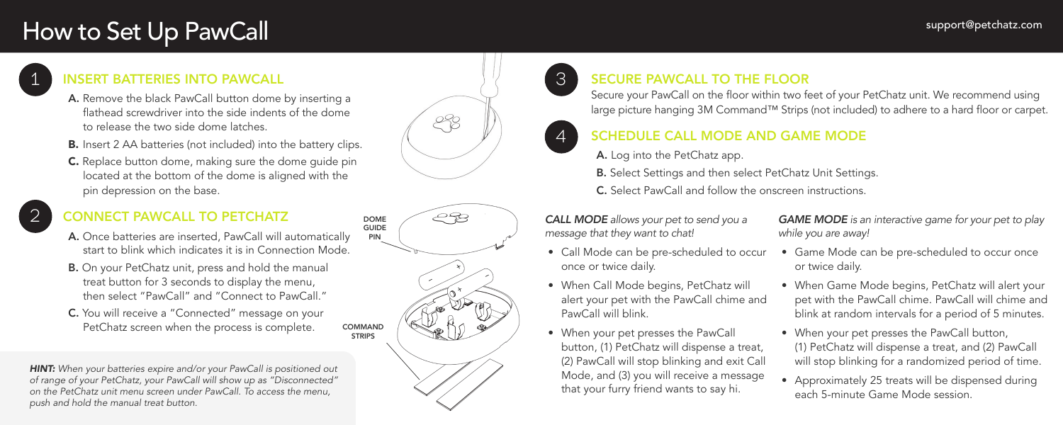# How to Set Up PawCall

support@petchatz.com

## 1 INSERT BATTERIES INTO PAWCALL

**A.** Remove the black PawCall button dome by inserting a flathead screwdriver into the side indents of the dome to release the two side dome latches.

**B.** Insert 2 AA batteries (not included) into the battery clips.

**C.** Replace button dome, making sure the dome guide pin located at the bottom of the dome is aligned with the pin depression on the base.

## 2 CONNECT PAWCALL TO PETCHATZ

**A.** Once batteries are inserted, PawCall will automatically start to blink which indicates it is in Connection Mode.

**B.** On your PetChatz unit, press and hold the manual treat button for 3 seconds to display the menu, then select "PawCall" and "Connect to PawCall."

**C.** You will receive a "Connected" message on your PetChatz screen when the process is complete.

***HINT:*** *When your batteries expire and/or your PawCall is positioned out of range of your PetChatz, your PawCall will show up as "Disconnected" on the PetChatz unit menu screen under PawCall. To access the menu, push and hold the manual treat button.*

DOME GUIDE PIN

COMMAND STRIPS

## 3 SECURE PAWCALL TO THE FLOOR

Secure your PawCall on the floor within two feet of your PetChatz unit. We recommend using large picture hanging 3M Command™ Strips (not included) to adhere to a hard floor or carpet.

## 4 SCHEDULE CALL MODE AND GAME MODE

**A.** Log into the PetChatz app.

**B.** Select Settings and then select PetChatz Unit Settings.

**C.** Select PawCall and follow the onscreen instructions.

***CALL MODE*** *allows your pet to send you a message that they want to chat!*

- Call Mode can be pre-scheduled to occur once or twice daily.
- When Call Mode begins, PetChatz will alert your pet with the PawCall chime and PawCall will blink.
- When your pet presses the PawCall button, (1) PetChatz will dispense a treat, (2) PawCall will stop blinking and exit Call Mode, and (3) you will receive a message that your furry friend wants to say hi.

***GAME MODE*** *is an interactive game for your pet to play while you are away!*

- Game Mode can be pre-scheduled to occur once or twice daily.
- When Game Mode begins, PetChatz will alert your pet with the PawCall chime. PawCall will chime and blink at random intervals for a period of 5 minutes.
- When your pet presses the PawCall button, (1) PetChatz will dispense a treat, and (2) PawCall will stop blinking for a randomized period of time.
- Approximately 25 treats will be dispensed during each 5-minute Game Mode session.